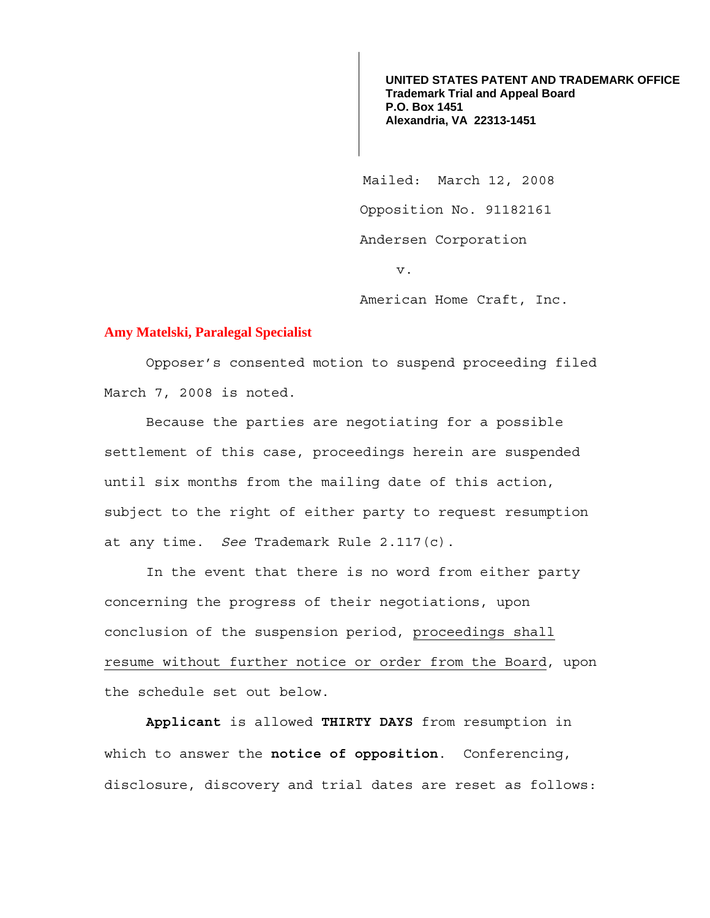**UNITED STATES PATENT AND TRADEMARK OFFICE**
**Trademark Trial and Appeal Board**
**P.O. Box 1451**
**Alexandria, VA 22313-1451**

Mailed: March 12, 2008

Opposition No. 91182161

Andersen Corporation

v.

American Home Craft, Inc.

**Amy Matelski, Paralegal Specialist**

Opposer's consented motion to suspend proceeding filed March 7, 2008 is noted.

Because the parties are negotiating for a possible settlement of this case, proceedings herein are suspended until six months from the mailing date of this action, subject to the right of either party to request resumption at any time. *See* Trademark Rule 2.117(c).

In the event that there is no word from either party concerning the progress of their negotiations, upon conclusion of the suspension period, <u>proceedings shall resume without further notice or order from the Board</u>, upon the schedule set out below.

**Applicant** is allowed **THIRTY DAYS** from resumption in which to answer the **notice of opposition**. Conferencing, disclosure, discovery and trial dates are reset as follows: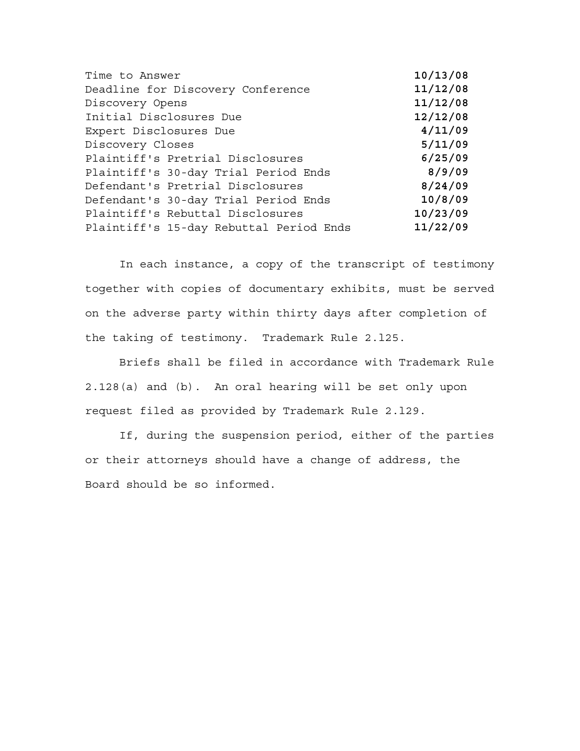| | |
|---|---|
| Time to Answer | **10/13/08** |
| Deadline for Discovery Conference | **11/12/08** |
| Discovery Opens | **11/12/08** |
| Initial Disclosures Due | **12/12/08** |
| Expert Disclosures Due | **4/11/09** |
| Discovery Closes | **5/11/09** |
| Plaintiff's Pretrial Disclosures | **6/25/09** |
| Plaintiff's 30-day Trial Period Ends | **8/9/09** |
| Defendant's Pretrial Disclosures | **8/24/09** |
| Defendant's 30-day Trial Period Ends | **10/8/09** |
| Plaintiff's Rebuttal Disclosures | **10/23/09** |
| Plaintiff's 15-day Rebuttal Period Ends | **11/22/09** |

In each instance, a copy of the transcript of testimony together with copies of documentary exhibits, must be served on the adverse party within thirty days after completion of the taking of testimony. Trademark Rule 2.l25.

Briefs shall be filed in accordance with Trademark Rule 2.128(a) and (b). An oral hearing will be set only upon request filed as provided by Trademark Rule 2.l29.

If, during the suspension period, either of the parties or their attorneys should have a change of address, the Board should be so informed.